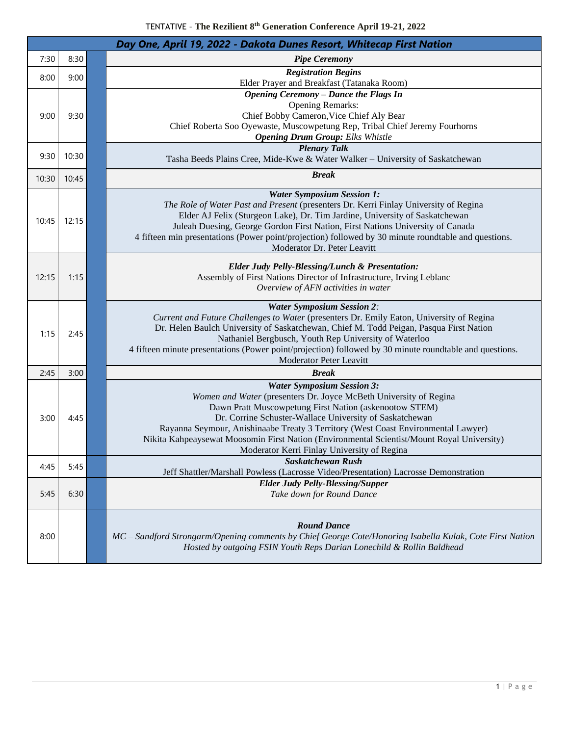TENTATIVE - **The Rezilient 8th Generation Conference April 19-21, 2022**

| | | |
|---|---|---|
| **Day One, April 19, 2022 - Dakota Dunes Resort, Whitecap First Nation** | | |
| 7:30 | 8:30 | ***Pipe Ceremony*** |
| 8:00 | 9:00 | ***Registration Begins***<br>Elder Prayer and Breakfast (Tatanaka Room) |
| 9:00 | 9:30 | ***Opening Ceremony – Dance the Flags In***<br>Opening Remarks:<br>Chief Bobby Cameron,Vice Chief Aly Bear<br>Chief Roberta Soo Oyewaste, Muscowpetung Rep, Tribal Chief Jeremy Fourhorns<br>***Opening Drum Group:*** *Elks Whistle* |
| 9:30 | 10:30 | ***Plenary Talk***<br>Tasha Beeds Plains Cree, Mide-Kwe & Water Walker – University of Saskatchewan |
| 10:30 | 10:45 | ***Break*** |
| 10:45 | 12:15 | ***Water Symposium Session 1:***<br>*The Role of Water Past and Present* (presenters Dr. Kerri Finlay University of Regina<br>Elder AJ Felix (Sturgeon Lake), Dr. Tim Jardine, University of Saskatchewan<br>Juleah Duesing, George Gordon First Nation, First Nations University of Canada<br>4 fifteen min presentations (Power point/projection) followed by 30 minute roundtable and questions.<br>Moderator Dr. Peter Leavitt |
| 12:15 | 1:15 | ***Elder Judy Pelly-Blessing/Lunch & Presentation:***<br>Assembly of First Nations Director of Infrastructure, Irving Leblanc<br>*Overview of AFN activities in water* |
| 1:15 | 2:45 | ***Water Symposium Session 2:***<br>*Current and Future Challenges to Water* (presenters Dr. Emily Eaton, University of Regina<br>Dr. Helen Baulch University of Saskatchewan, Chief M. Todd Peigan, Pasqua First Nation<br>Nathaniel Bergbusch, Youth Rep University of Waterloo<br>4 fifteen minute presentations (Power point/projection) followed by 30 minute roundtable and questions.<br>Moderator Peter Leavitt |
| 2:45 | 3:00 | ***Break*** |
| 3:00 | 4:45 | ***Water Symposium Session 3:***<br>*Women and Water* (presenters Dr. Joyce McBeth University of Regina<br>Dawn Pratt Muscowpetung First Nation (askenootow STEM)<br>Dr. Corrine Schuster-Wallace University of Saskatchewan<br>Rayanna Seymour, Anishinaabe Treaty 3 Territory (West Coast Environmental Lawyer)<br>Nikita Kahpeaysewat Moosomin First Nation (Environmental Scientist/Mount Royal University)<br>Moderator Kerri Finlay University of Regina |
| 4:45 | 5:45 | ***Saskatchewan Rush***<br>Jeff Shattler/Marshall Powless (Lacrosse Video/Presentation) Lacrosse Demonstration |
| 5:45 | 6:30 | ***Elder Judy Pelly-Blessing/Supper***<br>*Take down for Round Dance* |
| 8:00 | | ***Round Dance***<br>*MC – Sandford Strongarm/Opening comments by Chief George Cote/Honoring Isabella Kulak, Cote First Nation*<br>*Hosted by outgoing FSIN Youth Reps Darian Lonechild & Rollin Baldhead* |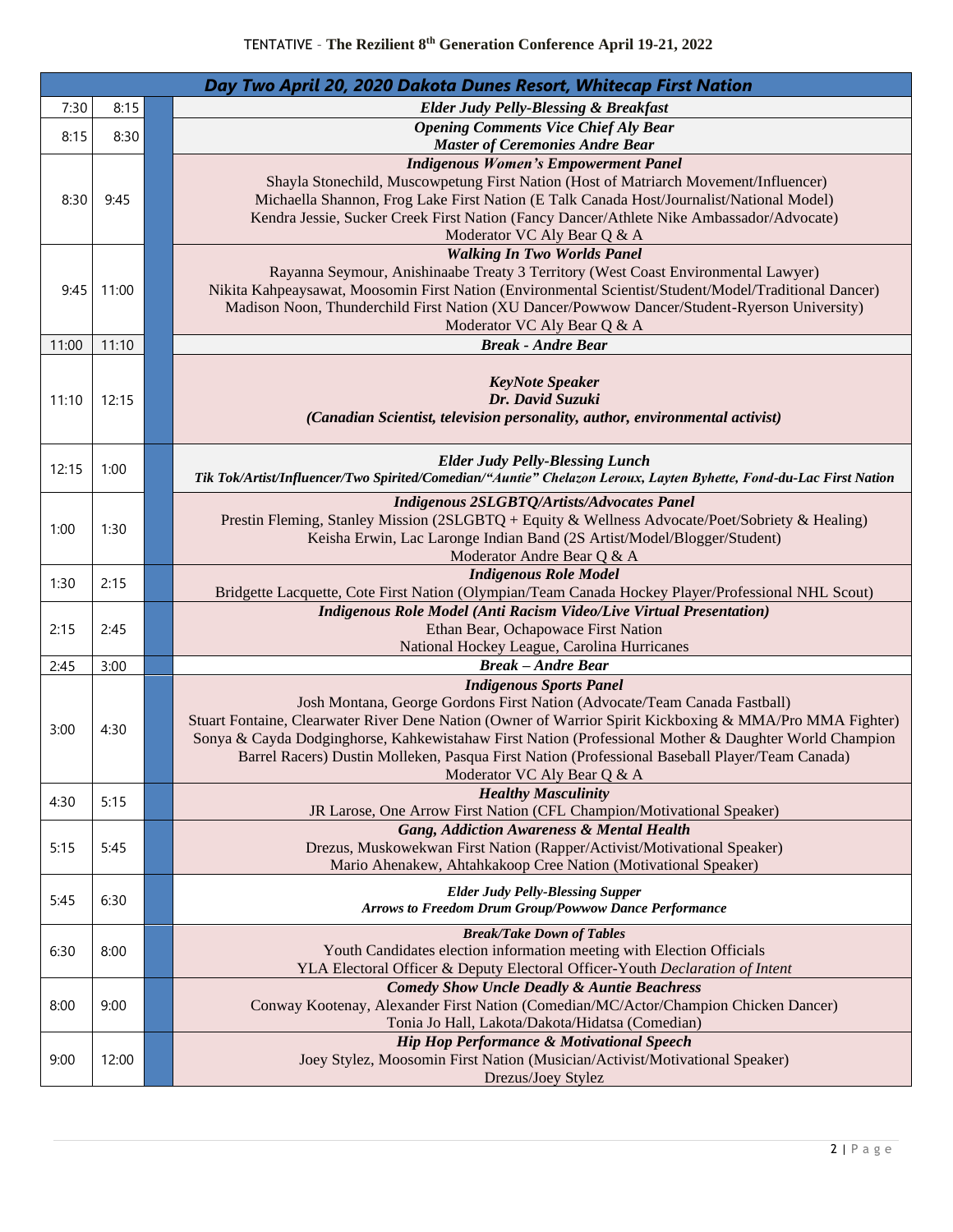TENTATIVE - **The Rezilient 8th Generation Conference April 19-21, 2022**

| | | | |
|---|---|---|---|
| ***Day Two April 20, 2020 Dakota Dunes Resort, Whitecap First Nation*** | | | |
| 7:30 | 8:15 | | ***Elder Judy Pelly-Blessing & Breakfast*** |
| 8:15 | 8:30 | | ***Opening Comments Vice Chief Aly Bear*** <br> ***Master of Ceremonies Andre Bear*** |
| 8:30 | 9:45 | | ***Indigenous Women's Empowerment Panel*** <br> Shayla Stonechild, Muscowpetung First Nation (Host of Matriarch Movement/Influencer) <br> Michaella Shannon, Frog Lake First Nation (E Talk Canada Host/Journalist/National Model) <br> Kendra Jessie, Sucker Creek First Nation (Fancy Dancer/Athlete Nike Ambassador/Advocate) <br> Moderator VC Aly Bear Q & A |
| 9:45 | 11:00 | | ***Walking In Two Worlds Panel*** <br> Rayanna Seymour, Anishinaabe Treaty 3 Territory (West Coast Environmental Lawyer) <br> Nikita Kahpeaysawat, Moosomin First Nation (Environmental Scientist/Student/Model/Traditional Dancer) <br> Madison Noon, Thunderchild First Nation (XU Dancer/Powwow Dancer/Student-Ryerson University) <br> Moderator VC Aly Bear Q & A |
| 11:00 | 11:10 | | ***Break - Andre Bear*** |
| 11:10 | 12:15 | | ***KeyNote Speaker*** <br> ***Dr. David Suzuki*** <br> ***(Canadian Scientist, television personality, author, environmental activist)*** |
| 12:15 | 1:00 | | ***Elder Judy Pelly-Blessing Lunch*** <br> ***Tik Tok/Artist/Influencer/Two Spirited/Comedian/"Auntie" Chelazon Leroux, Layten Byhette, Fond-du-Lac First Nation*** |
| 1:00 | 1:30 | | ***Indigenous 2SLGBTQ/Artists/Advocates Panel*** <br> Prestin Fleming, Stanley Mission (2SLGBTQ + Equity & Wellness Advocate/Poet/Sobriety & Healing) <br> Keisha Erwin, Lac Laronge Indian Band (2S Artist/Model/Blogger/Student) <br> Moderator Andre Bear Q & A |
| 1:30 | 2:15 | | ***Indigenous Role Model*** <br> Bridgette Lacquette, Cote First Nation (Olympian/Team Canada Hockey Player/Professional NHL Scout) |
| 2:15 | 2:45 | | ***Indigenous Role Model (Anti Racism Video/Live Virtual Presentation)*** <br> Ethan Bear, Ochapowace First Nation <br> National Hockey League, Carolina Hurricanes |
| 2:45 | 3:00 | | ***Break – Andre Bear*** |
| 3:00 | 4:30 | | ***Indigenous Sports Panel*** <br> Josh Montana, George Gordons First Nation (Advocate/Team Canada Fastball) <br> Stuart Fontaine, Clearwater River Dene Nation (Owner of Warrior Spirit Kickboxing & MMA/Pro MMA Fighter) <br> Sonya & Cayda Dodginghorse, Kahkewistahaw First Nation (Professional Mother & Daughter World Champion Barrel Racers) Dustin Molleken, Pasqua First Nation (Professional Baseball Player/Team Canada) <br> Moderator VC Aly Bear Q & A |
| 4:30 | 5:15 | | ***Healthy Masculinity*** <br> JR Larose, One Arrow First Nation (CFL Champion/Motivational Speaker) |
| 5:15 | 5:45 | | ***Gang, Addiction Awareness & Mental Health*** <br> Drezus, Muskowekwan First Nation (Rapper/Activist/Motivational Speaker) <br> Mario Ahenakew, Ahtahkakoop Cree Nation (Motivational Speaker) |
| 5:45 | 6:30 | | ***Elder Judy Pelly-Blessing Supper*** <br> ***Arrows to Freedom Drum Group/Powwow Dance Performance*** |
| 6:30 | 8:00 | | ***Break/Take Down of Tables*** <br> Youth Candidates election information meeting with Election Officials <br> YLA Electoral Officer & Deputy Electoral Officer-Youth *Declaration of Intent* |
| 8:00 | 9:00 | | ***Comedy Show Uncle Deadly & Auntie Beachress*** <br> Conway Kootenay, Alexander First Nation (Comedian/MC/Actor/Champion Chicken Dancer) <br> Tonia Jo Hall, Lakota/Dakota/Hidatsa (Comedian) |
| 9:00 | 12:00 | | ***Hip Hop Performance & Motivational Speech*** <br> Joey Stylez, Moosomin First Nation (Musician/Activist/Motivational Speaker) <br> Drezus/Joey Stylez |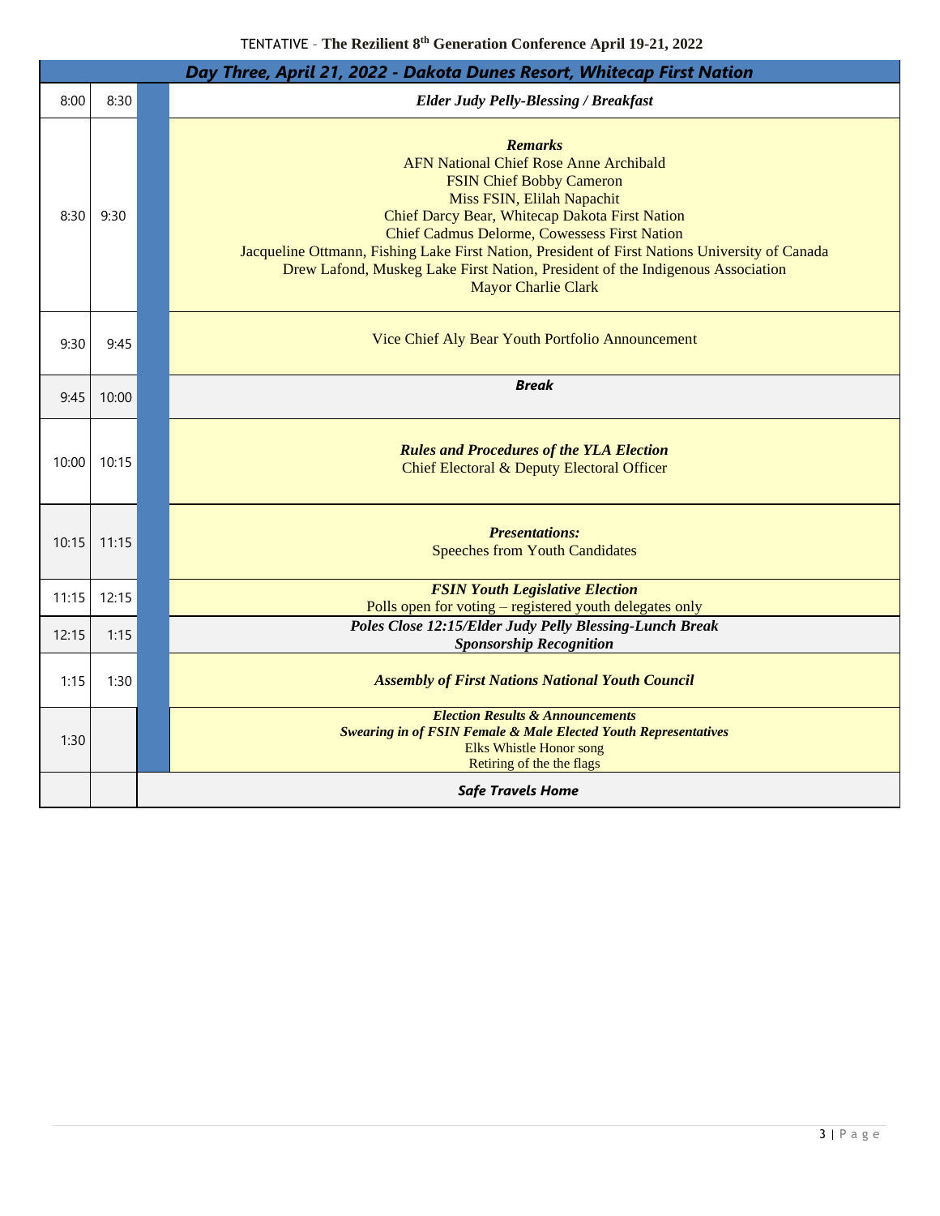TENTATIVE - **The Rezilient 8th Generation Conference April 19-21, 2022**

| | | | |
|---|---|---|---|
| ***Day Three, April 21, 2022 - Dakota Dunes Resort, Whitecap First Nation*** | | | |
| 8:00 | 8:30 | | ***Elder Judy Pelly-Blessing / Breakfast*** |
| 8:30 | 9:30 | | ***Remarks***<br>AFN National Chief Rose Anne Archibald<br>FSIN Chief Bobby Cameron<br>Miss FSIN, Elilah Napachit<br>Chief Darcy Bear, Whitecap Dakota First Nation<br>Chief Cadmus Delorme, Cowessess First Nation<br>Jacqueline Ottmann, Fishing Lake First Nation, President of First Nations University of Canada<br>Drew Lafond, Muskeg Lake First Nation, President of the Indigenous Association<br>Mayor Charlie Clark |
| 9:30 | 9:45 | | Vice Chief Aly Bear Youth Portfolio Announcement |
| 9:45 | 10:00 | | ***Break*** |
| 10:00 | 10:15 | | ***Rules and Procedures of the YLA Election***<br>Chief Electoral & Deputy Electoral Officer |
| 10:15 | 11:15 | | ***Presentations:***<br>Speeches from Youth Candidates |
| 11:15 | 12:15 | | ***FSIN Youth Legislative Election***<br>Polls open for voting – registered youth delegates only |
| 12:15 | 1:15 | | ***Poles Close 12:15/Elder Judy Pelly Blessing-Lunch Break***<br>***Sponsorship Recognition*** |
| 1:15 | 1:30 | | ***Assembly of First Nations National Youth Council*** |
| 1:30 | | | ***Election Results & Announcements***<br>***Swearing in of FSIN Female & Male Elected Youth Representatives***<br>Elks Whistle Honor song<br>Retiring of the the flags |
| | | | ***Safe Travels Home*** |